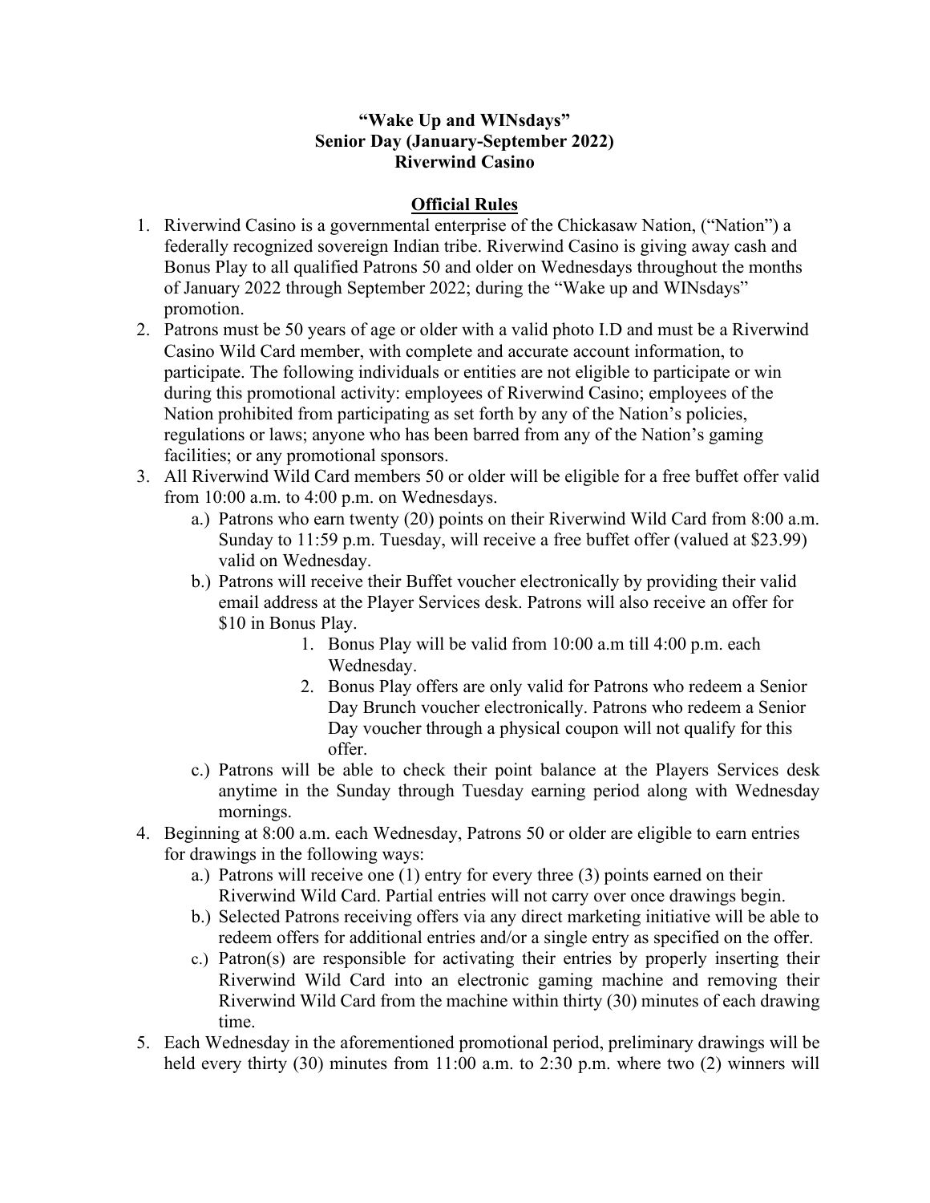**"Wake Up and WINsdays"**
**Senior Day (January-September 2022)**
**Riverwind Casino**

## Official Rules

1. Riverwind Casino is a governmental enterprise of the Chickasaw Nation, ("Nation") a federally recognized sovereign Indian tribe. Riverwind Casino is giving away cash and Bonus Play to all qualified Patrons 50 and older on Wednesdays throughout the months of January 2022 through September 2022; during the "Wake up and WINsdays" promotion.
2. Patrons must be 50 years of age or older with a valid photo I.D and must be a Riverwind Casino Wild Card member, with complete and accurate account information, to participate. The following individuals or entities are not eligible to participate or win during this promotional activity: employees of Riverwind Casino; employees of the Nation prohibited from participating as set forth by any of the Nation's policies, regulations or laws; anyone who has been barred from any of the Nation's gaming facilities; or any promotional sponsors.
3. All Riverwind Wild Card members 50 or older will be eligible for a free buffet offer valid from 10:00 a.m. to 4:00 p.m. on Wednesdays.
   a.) Patrons who earn twenty (20) points on their Riverwind Wild Card from 8:00 a.m. Sunday to 11:59 p.m. Tuesday, will receive a free buffet offer (valued at $23.99) valid on Wednesday.
   b.) Patrons will receive their Buffet voucher electronically by providing their valid email address at the Player Services desk. Patrons will also receive an offer for $10 in Bonus Play.
      1. Bonus Play will be valid from 10:00 a.m till 4:00 p.m. each Wednesday.
      2. Bonus Play offers are only valid for Patrons who redeem a Senior Day Brunch voucher electronically. Patrons who redeem a Senior Day voucher through a physical coupon will not qualify for this offer.
   c.) Patrons will be able to check their point balance at the Players Services desk anytime in the Sunday through Tuesday earning period along with Wednesday mornings.
4. Beginning at 8:00 a.m. each Wednesday, Patrons 50 or older are eligible to earn entries for drawings in the following ways:
   a.) Patrons will receive one (1) entry for every three (3) points earned on their Riverwind Wild Card. Partial entries will not carry over once drawings begin.
   b.) Selected Patrons receiving offers via any direct marketing initiative will be able to redeem offers for additional entries and/or a single entry as specified on the offer.
   c.) Patron(s) are responsible for activating their entries by properly inserting their Riverwind Wild Card into an electronic gaming machine and removing their Riverwind Wild Card from the machine within thirty (30) minutes of each drawing time.
5. Each Wednesday in the aforementioned promotional period, preliminary drawings will be held every thirty (30) minutes from 11:00 a.m. to 2:30 p.m. where two (2) winners will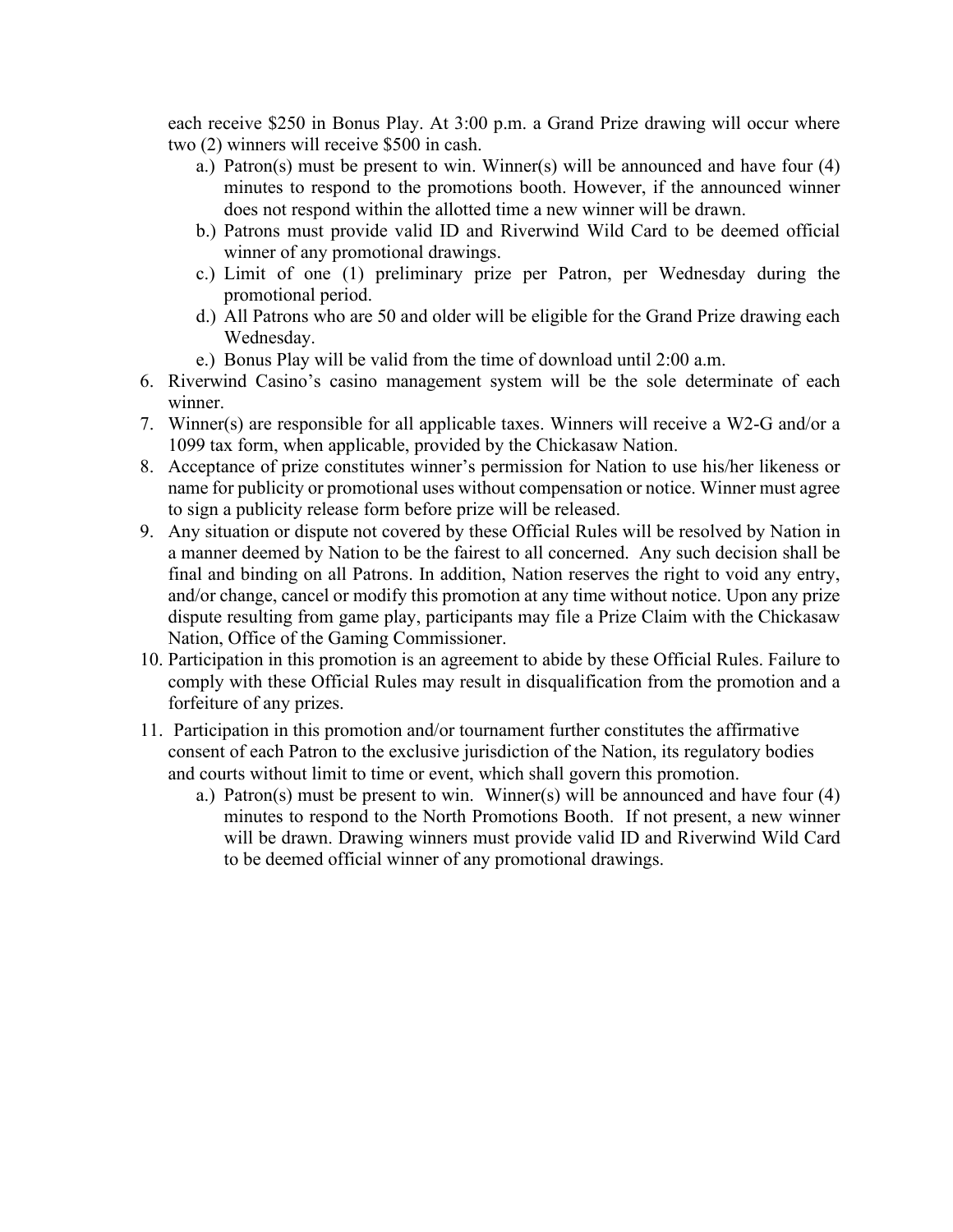each receive $250 in Bonus Play. At 3:00 p.m. a Grand Prize drawing will occur where two (2) winners will receive $500 in cash.

   a.) Patron(s) must be present to win. Winner(s) will be announced and have four (4) minutes to respond to the promotions booth. However, if the announced winner does not respond within the allotted time a new winner will be drawn.
   b.) Patrons must provide valid ID and Riverwind Wild Card to be deemed official winner of any promotional drawings.
   c.) Limit of one (1) preliminary prize per Patron, per Wednesday during the promotional period.
   d.) All Patrons who are 50 and older will be eligible for the Grand Prize drawing each Wednesday.
   e.) Bonus Play will be valid from the time of download until 2:00 a.m.

6. Riverwind Casino's casino management system will be the sole determinate of each winner.
7. Winner(s) are responsible for all applicable taxes. Winners will receive a W2-G and/or a 1099 tax form, when applicable, provided by the Chickasaw Nation.
8. Acceptance of prize constitutes winner's permission for Nation to use his/her likeness or name for publicity or promotional uses without compensation or notice. Winner must agree to sign a publicity release form before prize will be released.
9. Any situation or dispute not covered by these Official Rules will be resolved by Nation in a manner deemed by Nation to be the fairest to all concerned. Any such decision shall be final and binding on all Patrons. In addition, Nation reserves the right to void any entry, and/or change, cancel or modify this promotion at any time without notice. Upon any prize dispute resulting from game play, participants may file a Prize Claim with the Chickasaw Nation, Office of the Gaming Commissioner.
10. Participation in this promotion is an agreement to abide by these Official Rules. Failure to comply with these Official Rules may result in disqualification from the promotion and a forfeiture of any prizes.
11. Participation in this promotion and/or tournament further constitutes the affirmative consent of each Patron to the exclusive jurisdiction of the Nation, its regulatory bodies and courts without limit to time or event, which shall govern this promotion.
    a.) Patron(s) must be present to win. Winner(s) will be announced and have four (4) minutes to respond to the North Promotions Booth. If not present, a new winner will be drawn. Drawing winners must provide valid ID and Riverwind Wild Card to be deemed official winner of any promotional drawings.